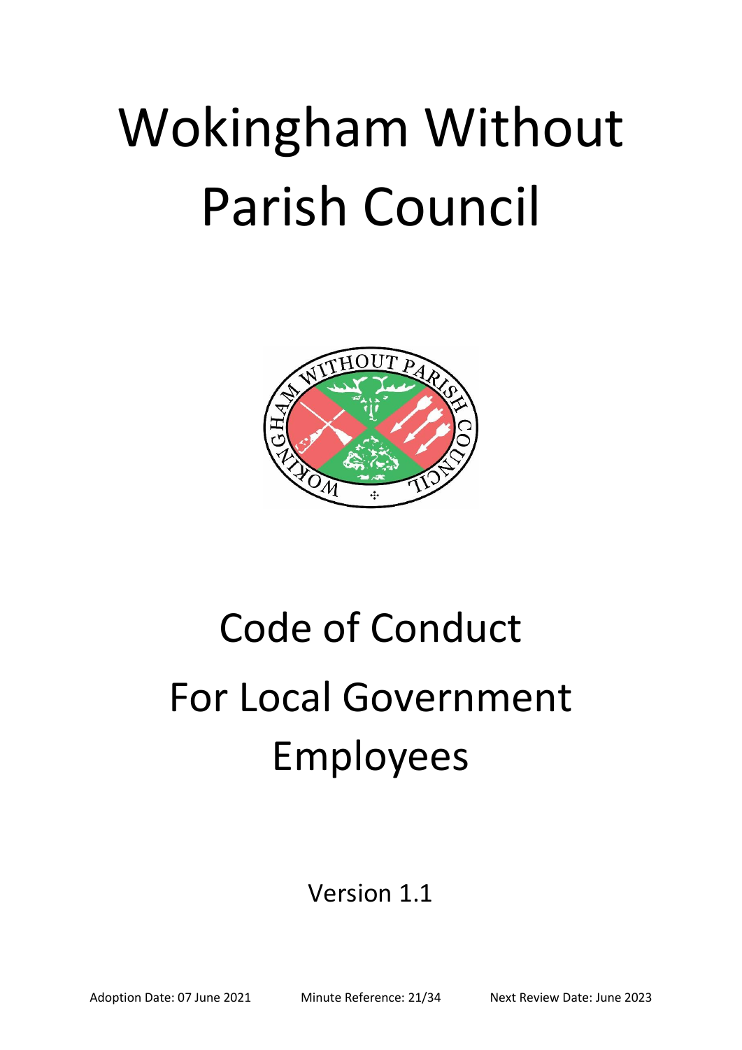# Wokingham Without Parish Council

# Code of Conduct For Local Government Employees

Version 1.1

Adoption Date: 07 June 2021 Minute Reference: 21/34 Next Review Date: June 2023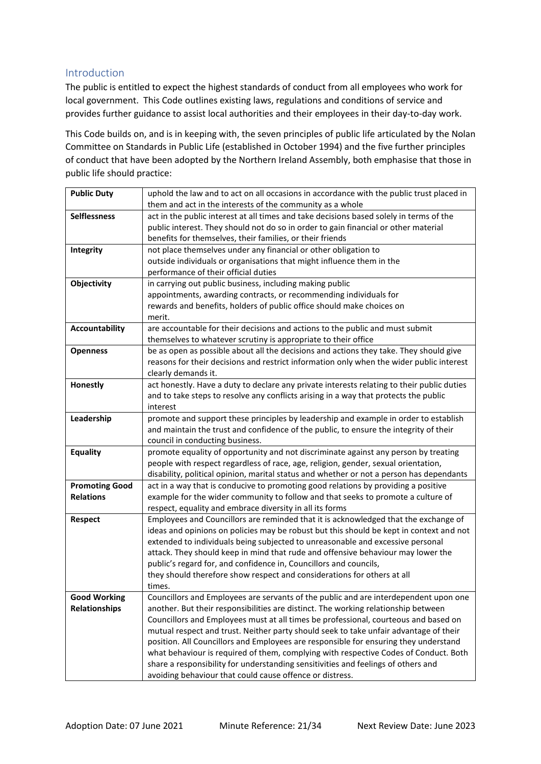## Introduction

The public is entitled to expect the highest standards of conduct from all employees who work for local government. This Code outlines existing laws, regulations and conditions of service and provides further guidance to assist local authorities and their employees in their day-to-day work.

This Code builds on, and is in keeping with, the seven principles of public life articulated by the Nolan Committee on Standards in Public Life (established in October 1994) and the five further principles of conduct that have been adopted by the Northern Ireland Assembly, both emphasise that those in public life should practice:

| | |
|---|---|
| **Public Duty** | uphold the law and to act on all occasions in accordance with the public trust placed in them and act in the interests of the community as a whole |
| **Selflessness** | act in the public interest at all times and take decisions based solely in terms of the public interest. They should not do so in order to gain financial or other material benefits for themselves, their families, or their friends |
| **Integrity** | not place themselves under any financial or other obligation to outside individuals or organisations that might influence them in the performance of their official duties |
| **Objectivity** | in carrying out public business, including making public appointments, awarding contracts, or recommending individuals for rewards and benefits, holders of public office should make choices on merit. |
| **Accountability** | are accountable for their decisions and actions to the public and must submit themselves to whatever scrutiny is appropriate to their office |
| **Openness** | be as open as possible about all the decisions and actions they take. They should give reasons for their decisions and restrict information only when the wider public interest clearly demands it. |
| **Honestly** | act honestly. Have a duty to declare any private interests relating to their public duties and to take steps to resolve any conflicts arising in a way that protects the public interest |
| **Leadership** | promote and support these principles by leadership and example in order to establish and maintain the trust and confidence of the public, to ensure the integrity of their council in conducting business. |
| **Equality** | promote equality of opportunity and not discriminate against any person by treating people with respect regardless of race, age, religion, gender, sexual orientation, disability, political opinion, marital status and whether or not a person has dependants |
| **Promoting Good Relations** | act in a way that is conducive to promoting good relations by providing a positive example for the wider community to follow and that seeks to promote a culture of respect, equality and embrace diversity in all its forms |
| **Respect** | Employees and Councillors are reminded that it is acknowledged that the exchange of ideas and opinions on policies may be robust but this should be kept in context and not extended to individuals being subjected to unreasonable and excessive personal attack. They should keep in mind that rude and offensive behaviour may lower the public's regard for, and confidence in, Councillors and councils, they should therefore show respect and considerations for others at all times. |
| **Good Working Relationships** | Councillors and Employees are servants of the public and are interdependent upon one another. But their responsibilities are distinct. The working relationship between Councillors and Employees must at all times be professional, courteous and based on mutual respect and trust. Neither party should seek to take unfair advantage of their position. All Councillors and Employees are responsible for ensuring they understand what behaviour is required of them, complying with respective Codes of Conduct. Both share a responsibility for understanding sensitivities and feelings of others and avoiding behaviour that could cause offence or distress. |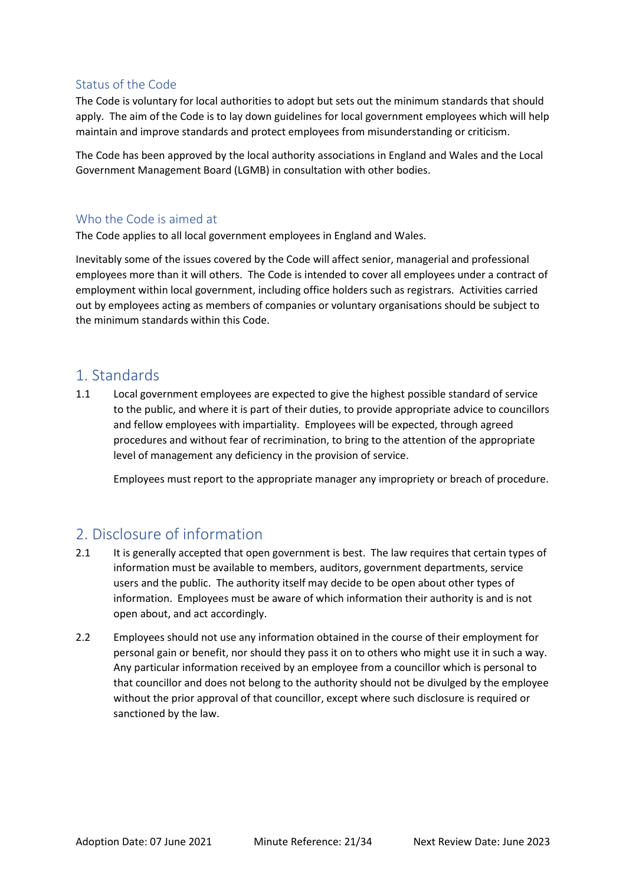### Status of the Code

The Code is voluntary for local authorities to adopt but sets out the minimum standards that should apply. The aim of the Code is to lay down guidelines for local government employees which will help maintain and improve standards and protect employees from misunderstanding or criticism.

The Code has been approved by the local authority associations in England and Wales and the Local Government Management Board (LGMB) in consultation with other bodies.

### Who the Code is aimed at

The Code applies to all local government employees in England and Wales.

Inevitably some of the issues covered by the Code will affect senior, managerial and professional employees more than it will others. The Code is intended to cover all employees under a contract of employment within local government, including office holders such as registrars. Activities carried out by employees acting as members of companies or voluntary organisations should be subject to the minimum standards within this Code.

## 1. Standards

1.1 Local government employees are expected to give the highest possible standard of service to the public, and where it is part of their duties, to provide appropriate advice to councillors and fellow employees with impartiality. Employees will be expected, through agreed procedures and without fear of recrimination, to bring to the attention of the appropriate level of management any deficiency in the provision of service.

Employees must report to the appropriate manager any impropriety or breach of procedure.

## 2. Disclosure of information

2.1 It is generally accepted that open government is best. The law requires that certain types of information must be available to members, auditors, government departments, service users and the public. The authority itself may decide to be open about other types of information. Employees must be aware of which information their authority is and is not open about, and act accordingly.

2.2 Employees should not use any information obtained in the course of their employment for personal gain or benefit, nor should they pass it on to others who might use it in such a way. Any particular information received by an employee from a councillor which is personal to that councillor and does not belong to the authority should not be divulged by the employee without the prior approval of that councillor, except where such disclosure is required or sanctioned by the law.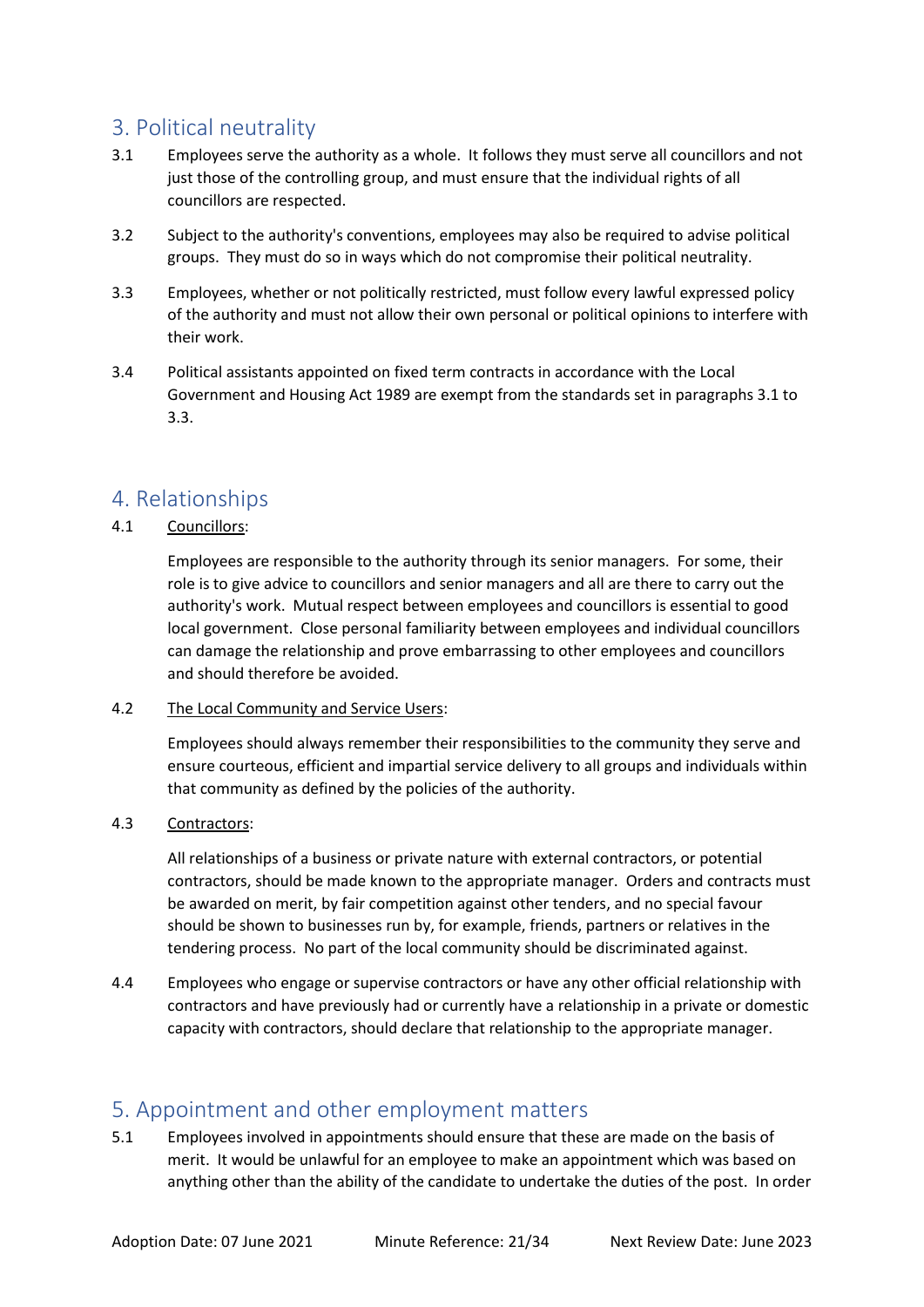## 3. Political neutrality

3.1 Employees serve the authority as a whole. It follows they must serve all councillors and not just those of the controlling group, and must ensure that the individual rights of all councillors are respected.

3.2 Subject to the authority's conventions, employees may also be required to advise political groups. They must do so in ways which do not compromise their political neutrality.

3.3 Employees, whether or not politically restricted, must follow every lawful expressed policy of the authority and must not allow their own personal or political opinions to interfere with their work.

3.4 Political assistants appointed on fixed term contracts in accordance with the Local Government and Housing Act 1989 are exempt from the standards set in paragraphs 3.1 to 3.3.

## 4. Relationships

4.1 <u>Councillors</u>:

Employees are responsible to the authority through its senior managers. For some, their role is to give advice to councillors and senior managers and all are there to carry out the authority's work. Mutual respect between employees and councillors is essential to good local government. Close personal familiarity between employees and individual councillors can damage the relationship and prove embarrassing to other employees and councillors and should therefore be avoided.

4.2 <u>The Local Community and Service Users</u>:

Employees should always remember their responsibilities to the community they serve and ensure courteous, efficient and impartial service delivery to all groups and individuals within that community as defined by the policies of the authority.

4.3 <u>Contractors</u>:

All relationships of a business or private nature with external contractors, or potential contractors, should be made known to the appropriate manager. Orders and contracts must be awarded on merit, by fair competition against other tenders, and no special favour should be shown to businesses run by, for example, friends, partners or relatives in the tendering process. No part of the local community should be discriminated against.

4.4 Employees who engage or supervise contractors or have any other official relationship with contractors and have previously had or currently have a relationship in a private or domestic capacity with contractors, should declare that relationship to the appropriate manager.

## 5. Appointment and other employment matters

5.1 Employees involved in appointments should ensure that these are made on the basis of merit. It would be unlawful for an employee to make an appointment which was based on anything other than the ability of the candidate to undertake the duties of the post. In order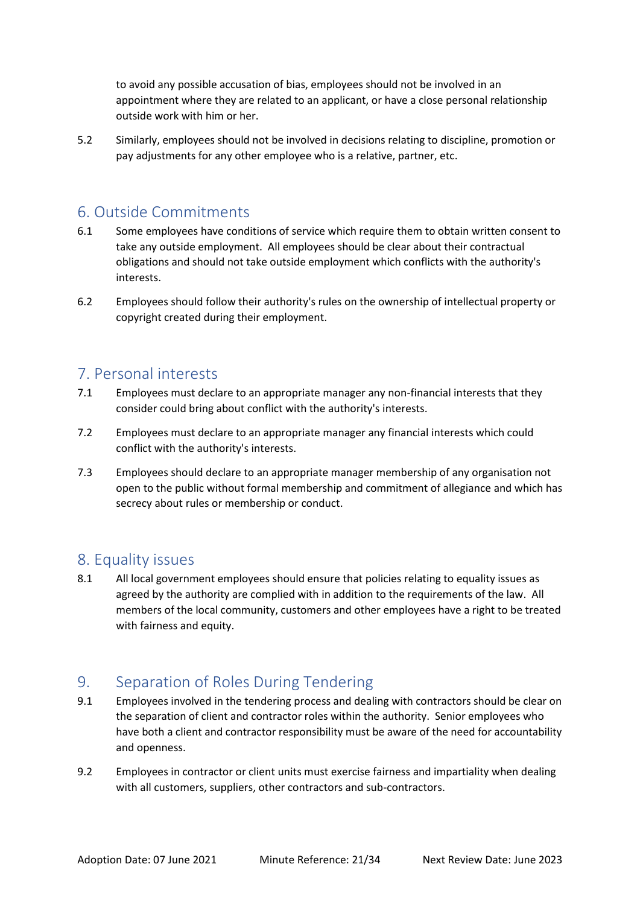to avoid any possible accusation of bias, employees should not be involved in an appointment where they are related to an applicant, or have a close personal relationship outside work with him or her.

5.2 Similarly, employees should not be involved in decisions relating to discipline, promotion or pay adjustments for any other employee who is a relative, partner, etc.

## 6. Outside Commitments

6.1 Some employees have conditions of service which require them to obtain written consent to take any outside employment. All employees should be clear about their contractual obligations and should not take outside employment which conflicts with the authority's interests.

6.2 Employees should follow their authority's rules on the ownership of intellectual property or copyright created during their employment.

## 7. Personal interests

7.1 Employees must declare to an appropriate manager any non-financial interests that they consider could bring about conflict with the authority's interests.

7.2 Employees must declare to an appropriate manager any financial interests which could conflict with the authority's interests.

7.3 Employees should declare to an appropriate manager membership of any organisation not open to the public without formal membership and commitment of allegiance and which has secrecy about rules or membership or conduct.

## 8. Equality issues

8.1 All local government employees should ensure that policies relating to equality issues as agreed by the authority are complied with in addition to the requirements of the law. All members of the local community, customers and other employees have a right to be treated with fairness and equity.

## 9. Separation of Roles During Tendering

9.1 Employees involved in the tendering process and dealing with contractors should be clear on the separation of client and contractor roles within the authority. Senior employees who have both a client and contractor responsibility must be aware of the need for accountability and openness.

9.2 Employees in contractor or client units must exercise fairness and impartiality when dealing with all customers, suppliers, other contractors and sub-contractors.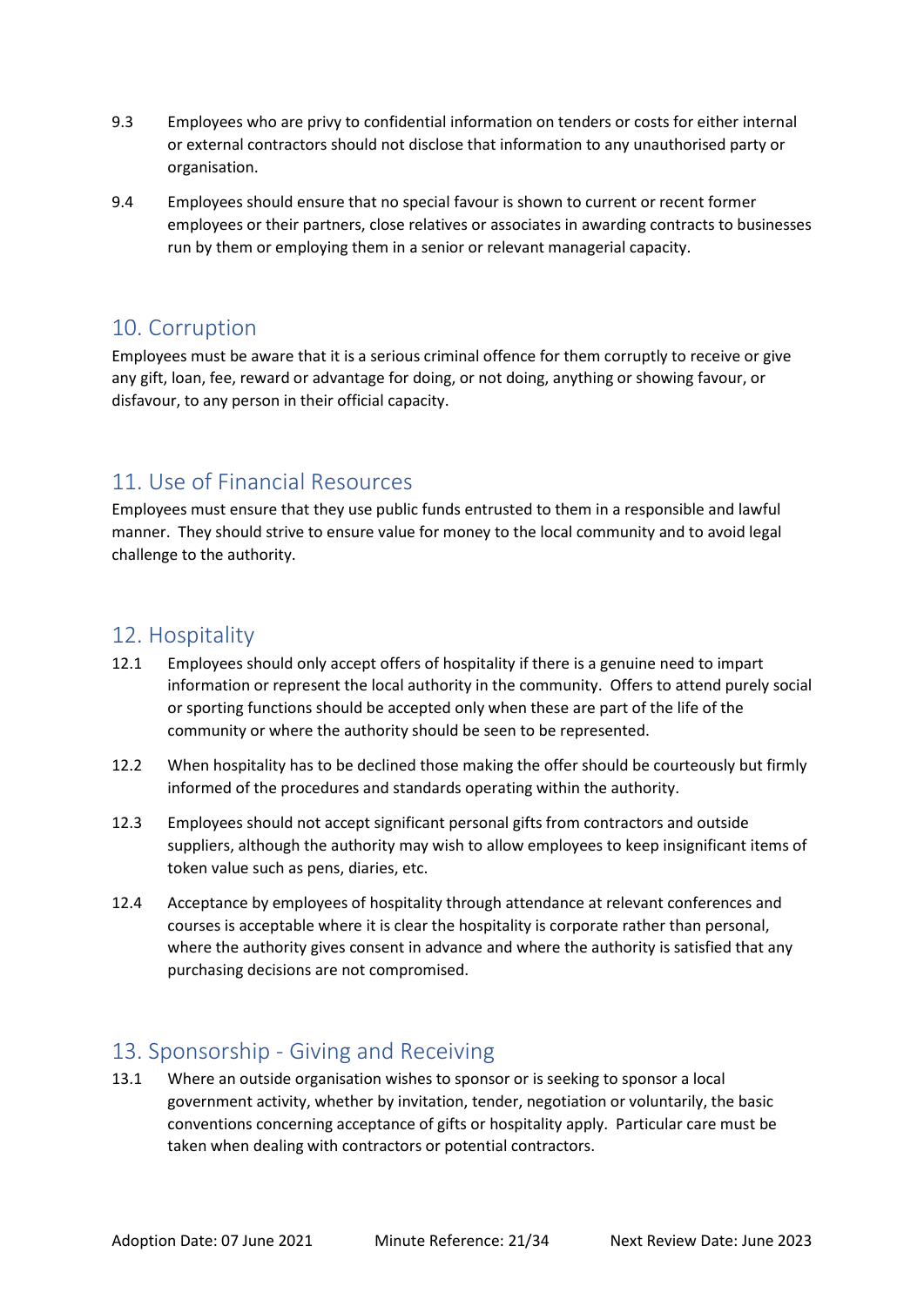9.3 Employees who are privy to confidential information on tenders or costs for either internal or external contractors should not disclose that information to any unauthorised party or organisation.

9.4 Employees should ensure that no special favour is shown to current or recent former employees or their partners, close relatives or associates in awarding contracts to businesses run by them or employing them in a senior or relevant managerial capacity.

## 10. Corruption

Employees must be aware that it is a serious criminal offence for them corruptly to receive or give any gift, loan, fee, reward or advantage for doing, or not doing, anything or showing favour, or disfavour, to any person in their official capacity.

## 11. Use of Financial Resources

Employees must ensure that they use public funds entrusted to them in a responsible and lawful manner. They should strive to ensure value for money to the local community and to avoid legal challenge to the authority.

## 12. Hospitality

12.1 Employees should only accept offers of hospitality if there is a genuine need to impart information or represent the local authority in the community. Offers to attend purely social or sporting functions should be accepted only when these are part of the life of the community or where the authority should be seen to be represented.

12.2 When hospitality has to be declined those making the offer should be courteously but firmly informed of the procedures and standards operating within the authority.

12.3 Employees should not accept significant personal gifts from contractors and outside suppliers, although the authority may wish to allow employees to keep insignificant items of token value such as pens, diaries, etc.

12.4 Acceptance by employees of hospitality through attendance at relevant conferences and courses is acceptable where it is clear the hospitality is corporate rather than personal, where the authority gives consent in advance and where the authority is satisfied that any purchasing decisions are not compromised.

## 13. Sponsorship - Giving and Receiving

13.1 Where an outside organisation wishes to sponsor or is seeking to sponsor a local government activity, whether by invitation, tender, negotiation or voluntarily, the basic conventions concerning acceptance of gifts or hospitality apply. Particular care must be taken when dealing with contractors or potential contractors.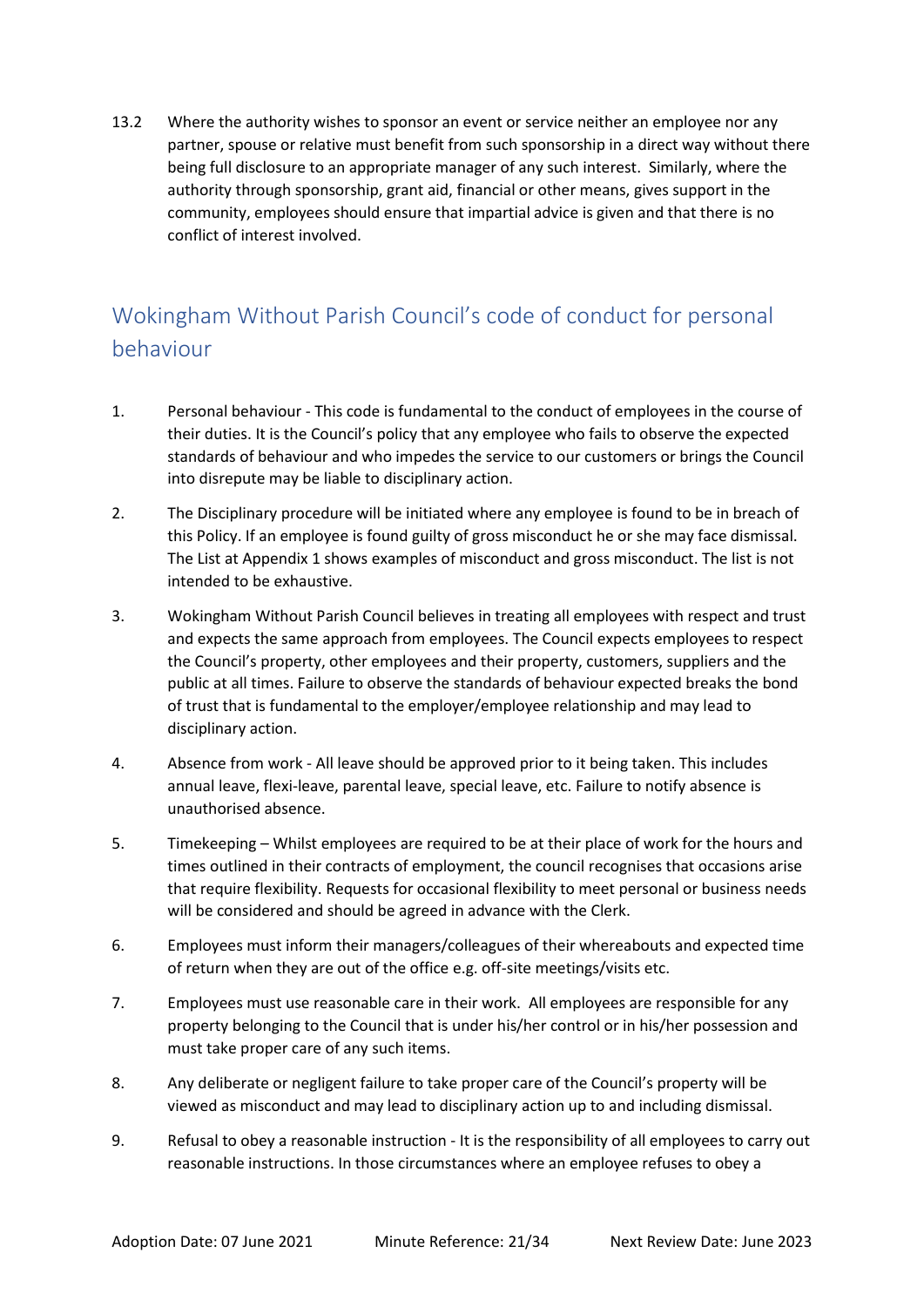13.2 Where the authority wishes to sponsor an event or service neither an employee nor any partner, spouse or relative must benefit from such sponsorship in a direct way without there being full disclosure to an appropriate manager of any such interest. Similarly, where the authority through sponsorship, grant aid, financial or other means, gives support in the community, employees should ensure that impartial advice is given and that there is no conflict of interest involved.

## Wokingham Without Parish Council's code of conduct for personal behaviour

1. Personal behaviour - This code is fundamental to the conduct of employees in the course of their duties. It is the Council's policy that any employee who fails to observe the expected standards of behaviour and who impedes the service to our customers or brings the Council into disrepute may be liable to disciplinary action.

2. The Disciplinary procedure will be initiated where any employee is found to be in breach of this Policy. If an employee is found guilty of gross misconduct he or she may face dismissal. The List at Appendix 1 shows examples of misconduct and gross misconduct. The list is not intended to be exhaustive.

3. Wokingham Without Parish Council believes in treating all employees with respect and trust and expects the same approach from employees. The Council expects employees to respect the Council's property, other employees and their property, customers, suppliers and the public at all times. Failure to observe the standards of behaviour expected breaks the bond of trust that is fundamental to the employer/employee relationship and may lead to disciplinary action.

4. Absence from work - All leave should be approved prior to it being taken. This includes annual leave, flexi-leave, parental leave, special leave, etc. Failure to notify absence is unauthorised absence.

5. Timekeeping – Whilst employees are required to be at their place of work for the hours and times outlined in their contracts of employment, the council recognises that occasions arise that require flexibility. Requests for occasional flexibility to meet personal or business needs will be considered and should be agreed in advance with the Clerk.

6. Employees must inform their managers/colleagues of their whereabouts and expected time of return when they are out of the office e.g. off-site meetings/visits etc.

7. Employees must use reasonable care in their work. All employees are responsible for any property belonging to the Council that is under his/her control or in his/her possession and must take proper care of any such items.

8. Any deliberate or negligent failure to take proper care of the Council's property will be viewed as misconduct and may lead to disciplinary action up to and including dismissal.

9. Refusal to obey a reasonable instruction - It is the responsibility of all employees to carry out reasonable instructions. In those circumstances where an employee refuses to obey a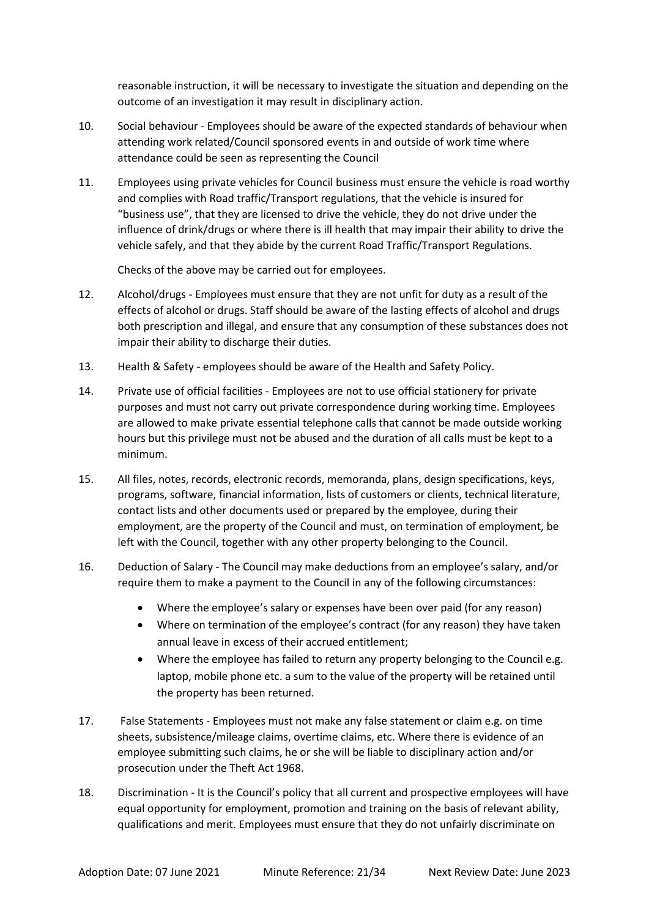reasonable instruction, it will be necessary to investigate the situation and depending on the outcome of an investigation it may result in disciplinary action.

10. Social behaviour - Employees should be aware of the expected standards of behaviour when attending work related/Council sponsored events in and outside of work time where attendance could be seen as representing the Council

11. Employees using private vehicles for Council business must ensure the vehicle is road worthy and complies with Road traffic/Transport regulations, that the vehicle is insured for "business use", that they are licensed to drive the vehicle, they do not drive under the influence of drink/drugs or where there is ill health that may impair their ability to drive the vehicle safely, and that they abide by the current Road Traffic/Transport Regulations.

    Checks of the above may be carried out for employees.

12. Alcohol/drugs - Employees must ensure that they are not unfit for duty as a result of the effects of alcohol or drugs. Staff should be aware of the lasting effects of alcohol and drugs both prescription and illegal, and ensure that any consumption of these substances does not impair their ability to discharge their duties.

13. Health & Safety - employees should be aware of the Health and Safety Policy.

14. Private use of official facilities - Employees are not to use official stationery for private purposes and must not carry out private correspondence during working time. Employees are allowed to make private essential telephone calls that cannot be made outside working hours but this privilege must not be abused and the duration of all calls must be kept to a minimum.

15. All files, notes, records, electronic records, memoranda, plans, design specifications, keys, programs, software, financial information, lists of customers or clients, technical literature, contact lists and other documents used or prepared by the employee, during their employment, are the property of the Council and must, on termination of employment, be left with the Council, together with any other property belonging to the Council.

16. Deduction of Salary - The Council may make deductions from an employee's salary, and/or require them to make a payment to the Council in any of the following circumstances:

    - Where the employee's salary or expenses have been over paid (for any reason)
    - Where on termination of the employee's contract (for any reason) they have taken annual leave in excess of their accrued entitlement;
    - Where the employee has failed to return any property belonging to the Council e.g. laptop, mobile phone etc. a sum to the value of the property will be retained until the property has been returned.

17. False Statements - Employees must not make any false statement or claim e.g. on time sheets, subsistence/mileage claims, overtime claims, etc. Where there is evidence of an employee submitting such claims, he or she will be liable to disciplinary action and/or prosecution under the Theft Act 1968.

18. Discrimination - It is the Council's policy that all current and prospective employees will have equal opportunity for employment, promotion and training on the basis of relevant ability, qualifications and merit. Employees must ensure that they do not unfairly discriminate on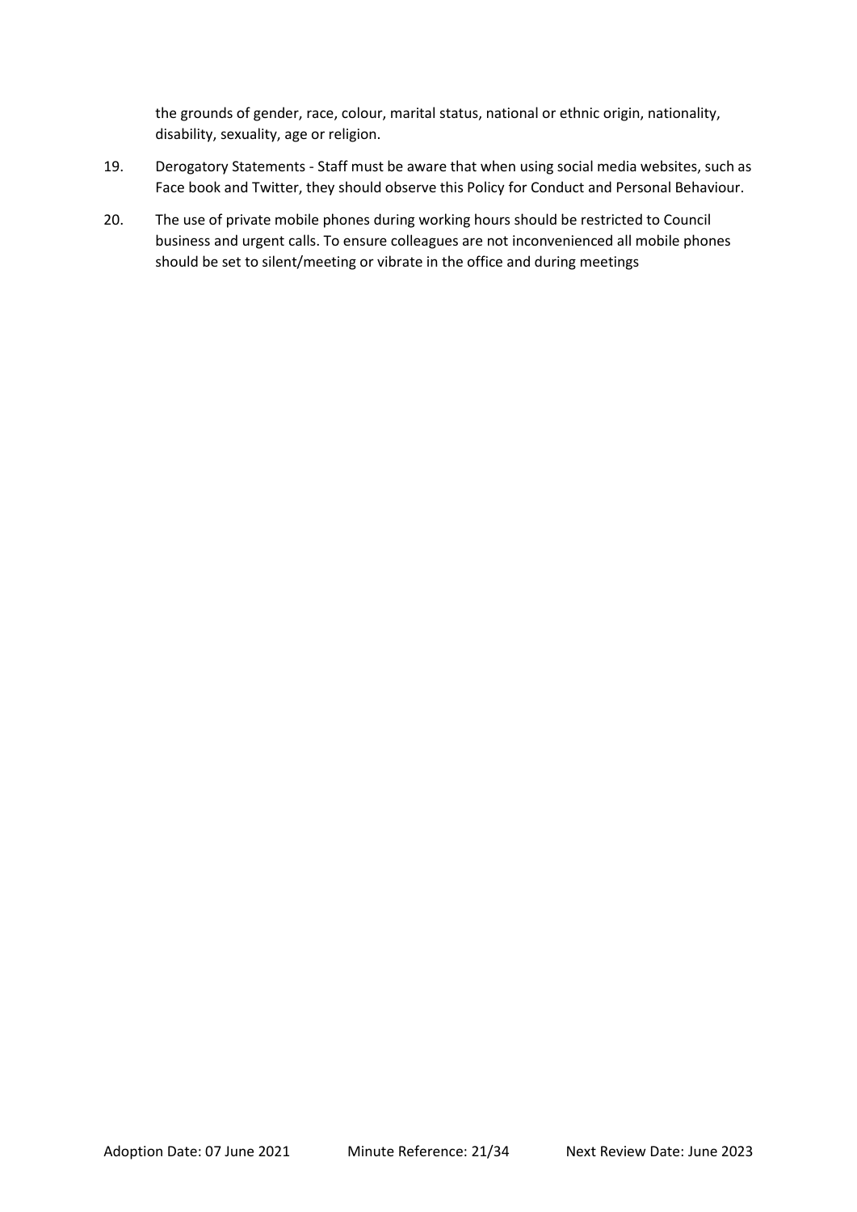the grounds of gender, race, colour, marital status, national or ethnic origin, nationality, disability, sexuality, age or religion.

19. Derogatory Statements - Staff must be aware that when using social media websites, such as Face book and Twitter, they should observe this Policy for Conduct and Personal Behaviour.

20. The use of private mobile phones during working hours should be restricted to Council business and urgent calls. To ensure colleagues are not inconvenienced all mobile phones should be set to silent/meeting or vibrate in the office and during meetings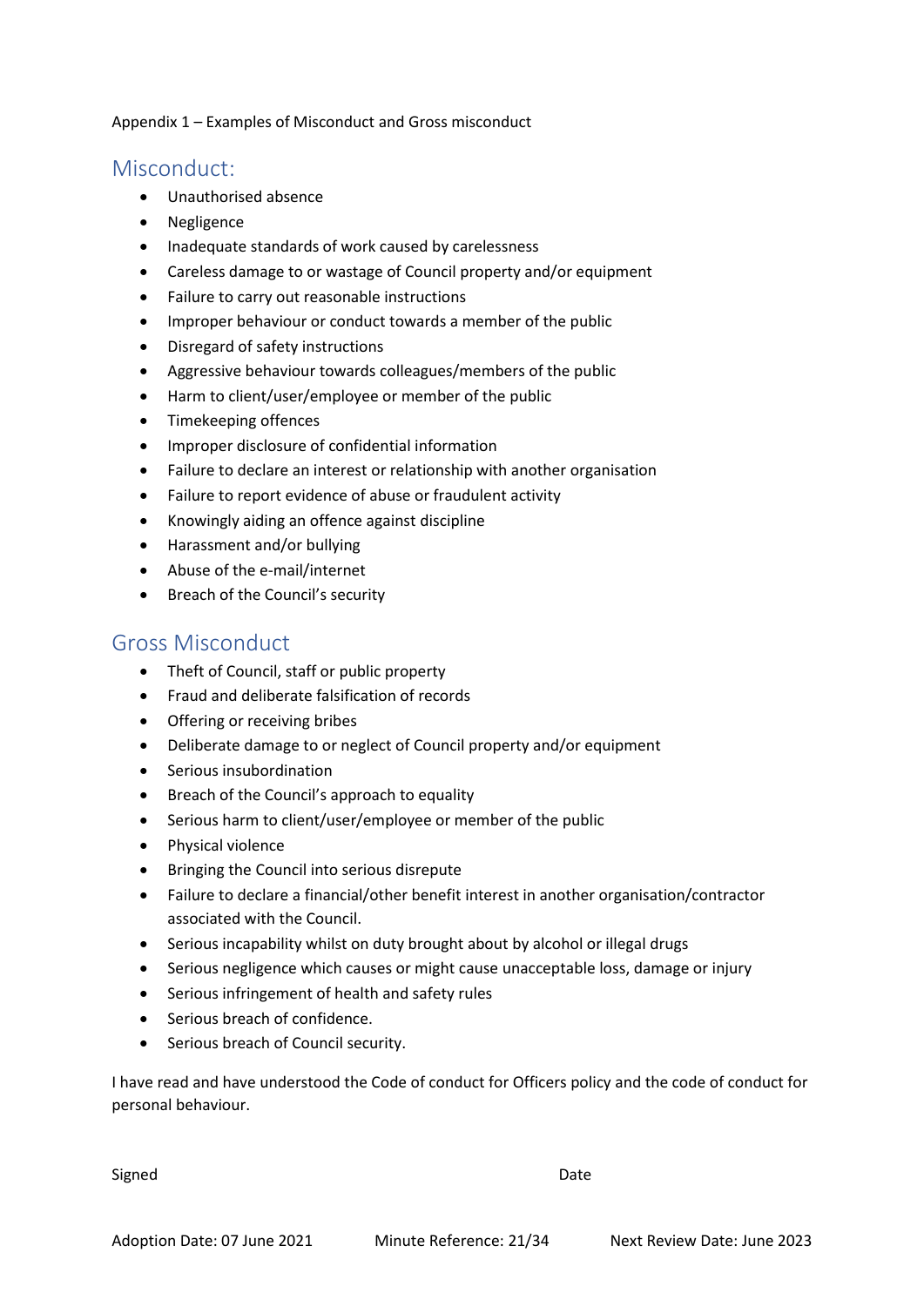Appendix 1 – Examples of Misconduct and Gross misconduct

## Misconduct:

- Unauthorised absence
- Negligence
- Inadequate standards of work caused by carelessness
- Careless damage to or wastage of Council property and/or equipment
- Failure to carry out reasonable instructions
- Improper behaviour or conduct towards a member of the public
- Disregard of safety instructions
- Aggressive behaviour towards colleagues/members of the public
- Harm to client/user/employee or member of the public
- Timekeeping offences
- Improper disclosure of confidential information
- Failure to declare an interest or relationship with another organisation
- Failure to report evidence of abuse or fraudulent activity
- Knowingly aiding an offence against discipline
- Harassment and/or bullying
- Abuse of the e-mail/internet
- Breach of the Council's security

## Gross Misconduct

- Theft of Council, staff or public property
- Fraud and deliberate falsification of records
- Offering or receiving bribes
- Deliberate damage to or neglect of Council property and/or equipment
- Serious insubordination
- Breach of the Council's approach to equality
- Serious harm to client/user/employee or member of the public
- Physical violence
- Bringing the Council into serious disrepute
- Failure to declare a financial/other benefit interest in another organisation/contractor associated with the Council.
- Serious incapability whilst on duty brought about by alcohol or illegal drugs
- Serious negligence which causes or might cause unacceptable loss, damage or injury
- Serious infringement of health and safety rules
- Serious breach of confidence.
- Serious breach of Council security.

I have read and have understood the Code of conduct for Officers policy and the code of conduct for personal behaviour.

Signed Date

Adoption Date: 07 June 2021 Minute Reference: 21/34 Next Review Date: June 2023